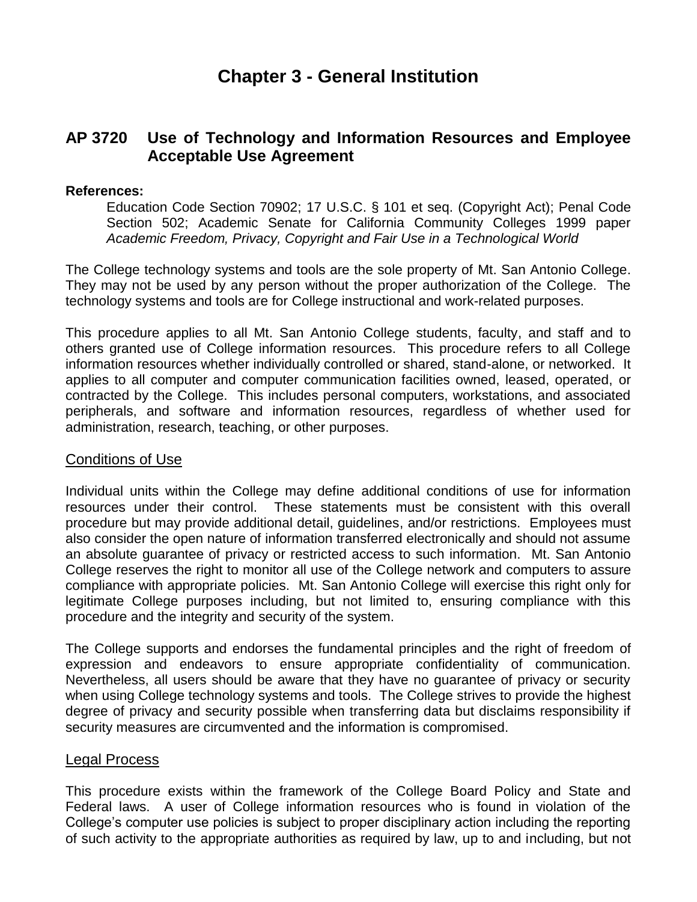# Chapter 3 - General Institution

## AP 3720 Use of Technology and Information Resources and Employee Acceptable Use Agreement

**References:**

Education Code Section 70902; 17 U.S.C. § 101 et seq. (Copyright Act); Penal Code Section 502; Academic Senate for California Community Colleges 1999 paper *Academic Freedom, Privacy, Copyright and Fair Use in a Technological World*

The College technology systems and tools are the sole property of Mt. San Antonio College. They may not be used by any person without the proper authorization of the College. The technology systems and tools are for College instructional and work-related purposes.

This procedure applies to all Mt. San Antonio College students, faculty, and staff and to others granted use of College information resources. This procedure refers to all College information resources whether individually controlled or shared, stand-alone, or networked. It applies to all computer and computer communication facilities owned, leased, operated, or contracted by the College. This includes personal computers, workstations, and associated peripherals, and software and information resources, regardless of whether used for administration, research, teaching, or other purposes.

### Conditions of Use

Individual units within the College may define additional conditions of use for information resources under their control. These statements must be consistent with this overall procedure but may provide additional detail, guidelines, and/or restrictions. Employees must also consider the open nature of information transferred electronically and should not assume an absolute guarantee of privacy or restricted access to such information. Mt. San Antonio College reserves the right to monitor all use of the College network and computers to assure compliance with appropriate policies. Mt. San Antonio College will exercise this right only for legitimate College purposes including, but not limited to, ensuring compliance with this procedure and the integrity and security of the system.

The College supports and endorses the fundamental principles and the right of freedom of expression and endeavors to ensure appropriate confidentiality of communication. Nevertheless, all users should be aware that they have no guarantee of privacy or security when using College technology systems and tools. The College strives to provide the highest degree of privacy and security possible when transferring data but disclaims responsibility if security measures are circumvented and the information is compromised.

### Legal Process

This procedure exists within the framework of the College Board Policy and State and Federal laws. A user of College information resources who is found in violation of the College's computer use policies is subject to proper disciplinary action including the reporting of such activity to the appropriate authorities as required by law, up to and including, but not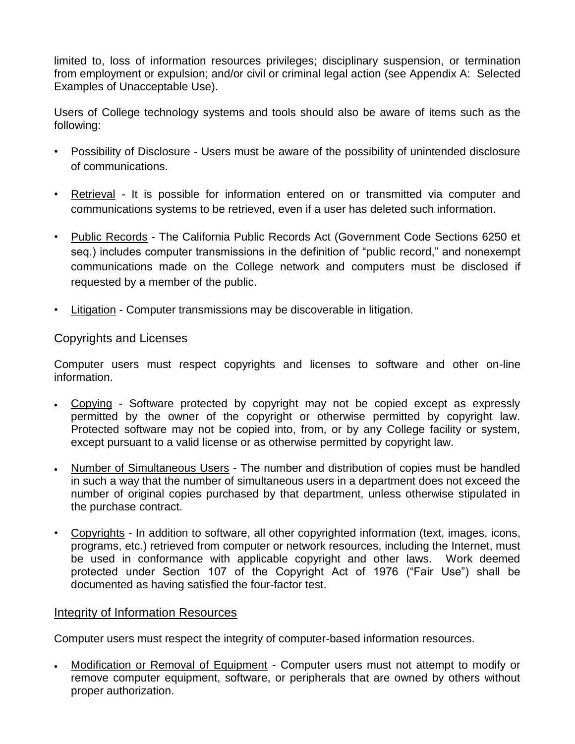limited to, loss of information resources privileges; disciplinary suspension, or termination from employment or expulsion; and/or civil or criminal legal action (see Appendix A: Selected Examples of Unacceptable Use).

Users of College technology systems and tools should also be aware of items such as the following:

- Possibility of Disclosure - Users must be aware of the possibility of unintended disclosure of communications.
- Retrieval - It is possible for information entered on or transmitted via computer and communications systems to be retrieved, even if a user has deleted such information.
- Public Records - The California Public Records Act (Government Code Sections 6250 et seq.) includes computer transmissions in the definition of "public record," and nonexempt communications made on the College network and computers must be disclosed if requested by a member of the public.
- Litigation - Computer transmissions may be discoverable in litigation.

## Copyrights and Licenses

Computer users must respect copyrights and licenses to software and other on-line information.

- Copying - Software protected by copyright may not be copied except as expressly permitted by the owner of the copyright or otherwise permitted by copyright law. Protected software may not be copied into, from, or by any College facility or system, except pursuant to a valid license or as otherwise permitted by copyright law.
- Number of Simultaneous Users - The number and distribution of copies must be handled in such a way that the number of simultaneous users in a department does not exceed the number of original copies purchased by that department, unless otherwise stipulated in the purchase contract.
- Copyrights - In addition to software, all other copyrighted information (text, images, icons, programs, etc.) retrieved from computer or network resources, including the Internet, must be used in conformance with applicable copyright and other laws. Work deemed protected under Section 107 of the Copyright Act of 1976 ("Fair Use") shall be documented as having satisfied the four-factor test.

## Integrity of Information Resources

Computer users must respect the integrity of computer-based information resources.

- Modification or Removal of Equipment - Computer users must not attempt to modify or remove computer equipment, software, or peripherals that are owned by others without proper authorization.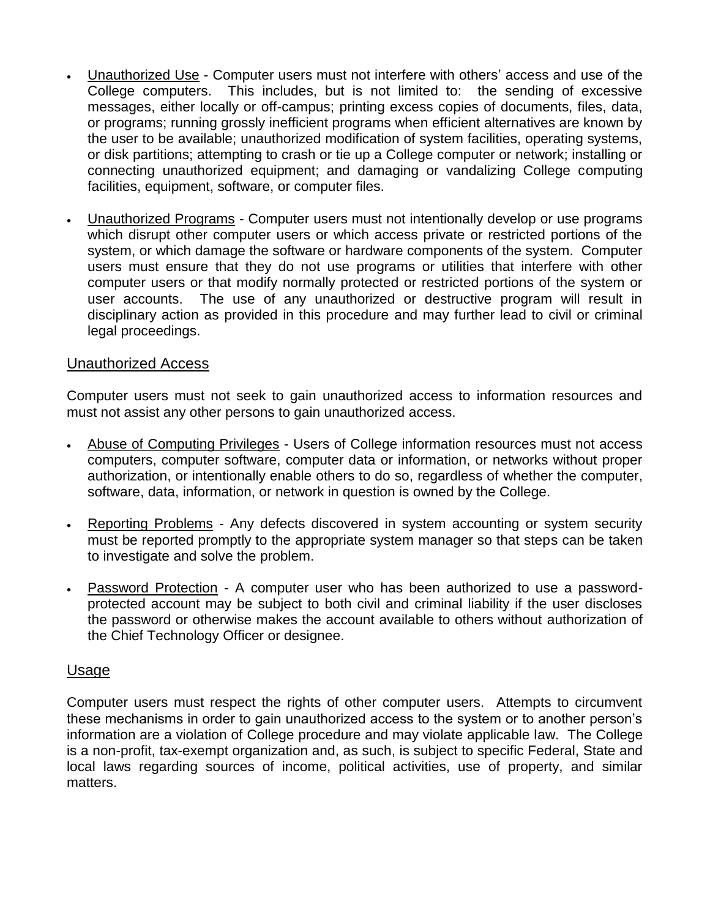- Unauthorized Use - Computer users must not interfere with others' access and use of the College computers. This includes, but is not limited to: the sending of excessive messages, either locally or off-campus; printing excess copies of documents, files, data, or programs; running grossly inefficient programs when efficient alternatives are known by the user to be available; unauthorized modification of system facilities, operating systems, or disk partitions; attempting to crash or tie up a College computer or network; installing or connecting unauthorized equipment; and damaging or vandalizing College computing facilities, equipment, software, or computer files.

- Unauthorized Programs - Computer users must not intentionally develop or use programs which disrupt other computer users or which access private or restricted portions of the system, or which damage the software or hardware components of the system. Computer users must ensure that they do not use programs or utilities that interfere with other computer users or that modify normally protected or restricted portions of the system or user accounts. The use of any unauthorized or destructive program will result in disciplinary action as provided in this procedure and may further lead to civil or criminal legal proceedings.

## Unauthorized Access

Computer users must not seek to gain unauthorized access to information resources and must not assist any other persons to gain unauthorized access.

- Abuse of Computing Privileges - Users of College information resources must not access computers, computer software, computer data or information, or networks without proper authorization, or intentionally enable others to do so, regardless of whether the computer, software, data, information, or network in question is owned by the College.

- Reporting Problems - Any defects discovered in system accounting or system security must be reported promptly to the appropriate system manager so that steps can be taken to investigate and solve the problem.

- Password Protection - A computer user who has been authorized to use a password-protected account may be subject to both civil and criminal liability if the user discloses the password or otherwise makes the account available to others without authorization of the Chief Technology Officer or designee.

## Usage

Computer users must respect the rights of other computer users. Attempts to circumvent these mechanisms in order to gain unauthorized access to the system or to another person's information are a violation of College procedure and may violate applicable law. The College is a non-profit, tax-exempt organization and, as such, is subject to specific Federal, State and local laws regarding sources of income, political activities, use of property, and similar matters.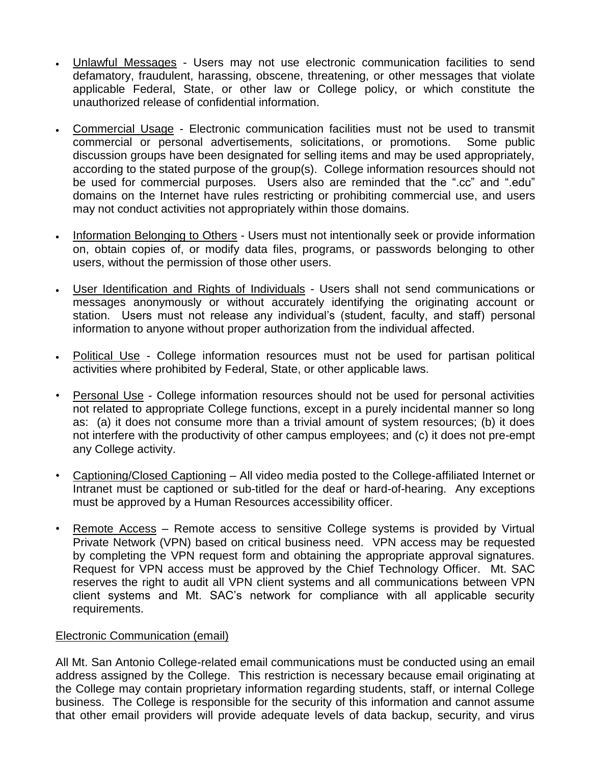- Unlawful Messages - Users may not use electronic communication facilities to send defamatory, fraudulent, harassing, obscene, threatening, or other messages that violate applicable Federal, State, or other law or College policy, or which constitute the unauthorized release of confidential information.

- Commercial Usage - Electronic communication facilities must not be used to transmit commercial or personal advertisements, solicitations, or promotions. Some public discussion groups have been designated for selling items and may be used appropriately, according to the stated purpose of the group(s). College information resources should not be used for commercial purposes. Users also are reminded that the ".cc" and ".edu" domains on the Internet have rules restricting or prohibiting commercial use, and users may not conduct activities not appropriately within those domains.

- Information Belonging to Others - Users must not intentionally seek or provide information on, obtain copies of, or modify data files, programs, or passwords belonging to other users, without the permission of those other users.

- User Identification and Rights of Individuals - Users shall not send communications or messages anonymously or without accurately identifying the originating account or station. Users must not release any individual's (student, faculty, and staff) personal information to anyone without proper authorization from the individual affected.

- Political Use - College information resources must not be used for partisan political activities where prohibited by Federal, State, or other applicable laws.

- Personal Use - College information resources should not be used for personal activities not related to appropriate College functions, except in a purely incidental manner so long as: (a) it does not consume more than a trivial amount of system resources; (b) it does not interfere with the productivity of other campus employees; and (c) it does not pre-empt any College activity.

- Captioning/Closed Captioning – All video media posted to the College-affiliated Internet or Intranet must be captioned or sub-titled for the deaf or hard-of-hearing. Any exceptions must be approved by a Human Resources accessibility officer.

- Remote Access – Remote access to sensitive College systems is provided by Virtual Private Network (VPN) based on critical business need. VPN access may be requested by completing the VPN request form and obtaining the appropriate approval signatures. Request for VPN access must be approved by the Chief Technology Officer. Mt. SAC reserves the right to audit all VPN client systems and all communications between VPN client systems and Mt. SAC's network for compliance with all applicable security requirements.

## Electronic Communication (email)

All Mt. San Antonio College-related email communications must be conducted using an email address assigned by the College. This restriction is necessary because email originating at the College may contain proprietary information regarding students, staff, or internal College business. The College is responsible for the security of this information and cannot assume that other email providers will provide adequate levels of data backup, security, and virus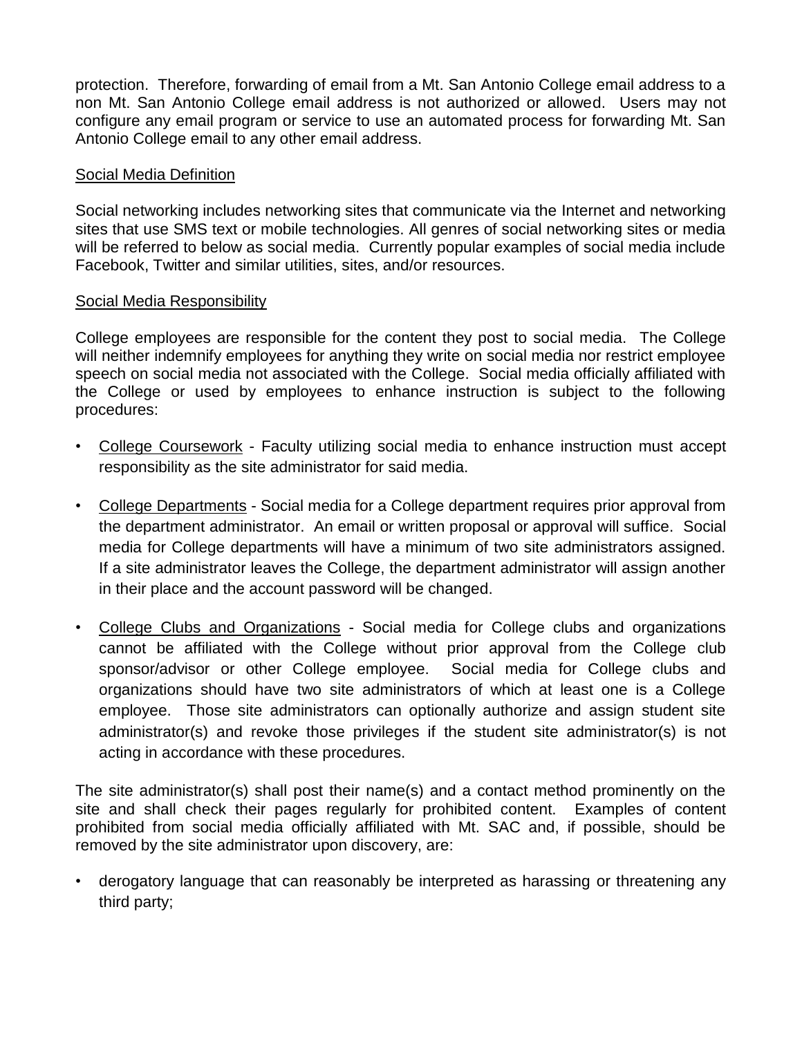protection. Therefore, forwarding of email from a Mt. San Antonio College email address to a non Mt. San Antonio College email address is not authorized or allowed. Users may not configure any email program or service to use an automated process for forwarding Mt. San Antonio College email to any other email address.

<u>Social Media Definition</u>

Social networking includes networking sites that communicate via the Internet and networking sites that use SMS text or mobile technologies. All genres of social networking sites or media will be referred to below as social media. Currently popular examples of social media include Facebook, Twitter and similar utilities, sites, and/or resources.

<u>Social Media Responsibility</u>

College employees are responsible for the content they post to social media. The College will neither indemnify employees for anything they write on social media nor restrict employee speech on social media not associated with the College. Social media officially affiliated with the College or used by employees to enhance instruction is subject to the following procedures:

- <u>College Coursework</u> - Faculty utilizing social media to enhance instruction must accept responsibility as the site administrator for said media.
- <u>College Departments</u> - Social media for a College department requires prior approval from the department administrator. An email or written proposal or approval will suffice. Social media for College departments will have a minimum of two site administrators assigned. If a site administrator leaves the College, the department administrator will assign another in their place and the account password will be changed.
- <u>College Clubs and Organizations</u> - Social media for College clubs and organizations cannot be affiliated with the College without prior approval from the College club sponsor/advisor or other College employee. Social media for College clubs and organizations should have two site administrators of which at least one is a College employee. Those site administrators can optionally authorize and assign student site administrator(s) and revoke those privileges if the student site administrator(s) is not acting in accordance with these procedures.

The site administrator(s) shall post their name(s) and a contact method prominently on the site and shall check their pages regularly for prohibited content. Examples of content prohibited from social media officially affiliated with Mt. SAC and, if possible, should be removed by the site administrator upon discovery, are:

- derogatory language that can reasonably be interpreted as harassing or threatening any third party;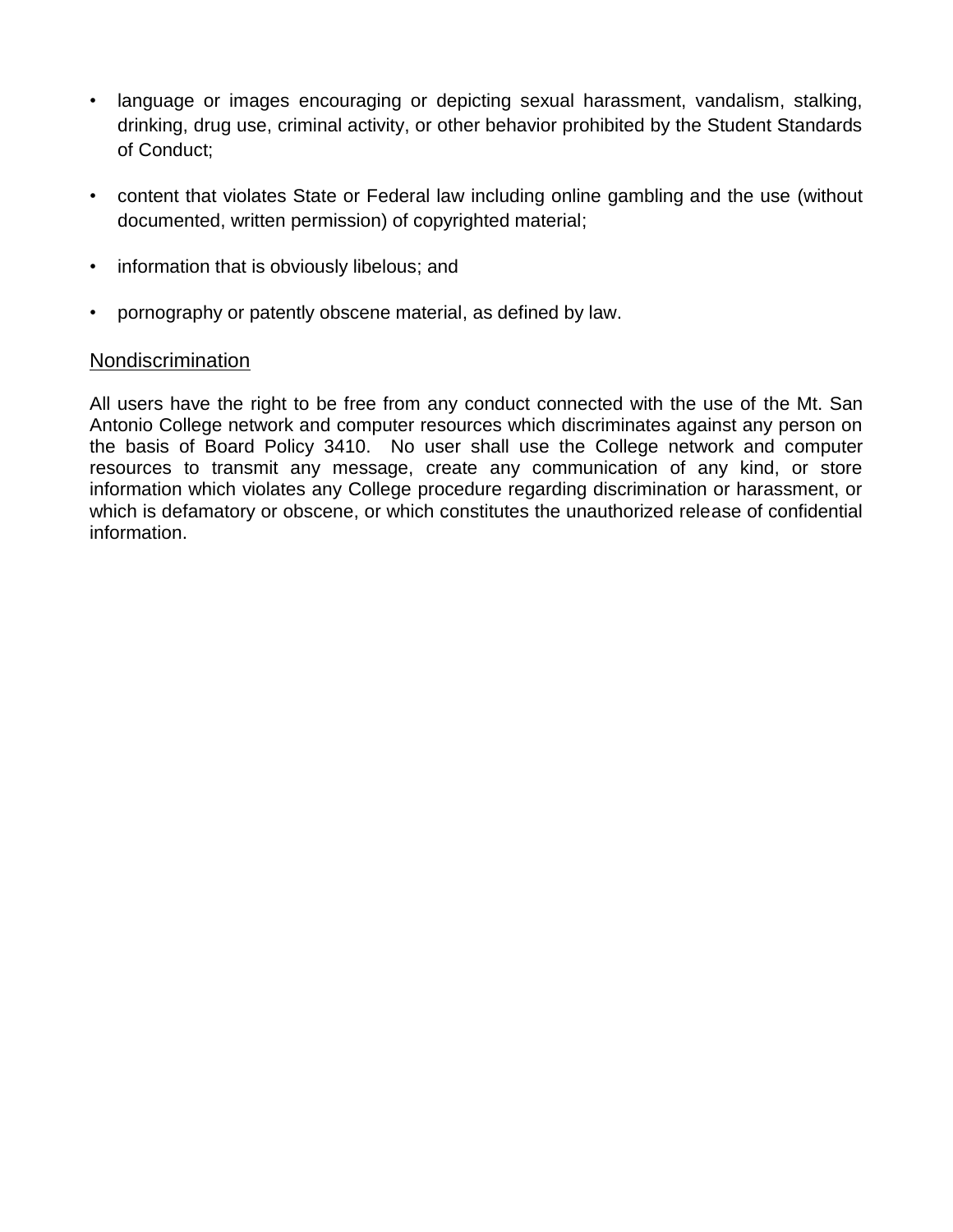- language or images encouraging or depicting sexual harassment, vandalism, stalking, drinking, drug use, criminal activity, or other behavior prohibited by the Student Standards of Conduct;

- content that violates State or Federal law including online gambling and the use (without documented, written permission) of copyrighted material;

- information that is obviously libelous; and

- pornography or patently obscene material, as defined by law.

## Nondiscrimination

All users have the right to be free from any conduct connected with the use of the Mt. San Antonio College network and computer resources which discriminates against any person on the basis of Board Policy 3410. No user shall use the College network and computer resources to transmit any message, create any communication of any kind, or store information which violates any College procedure regarding discrimination or harassment, or which is defamatory or obscene, or which constitutes the unauthorized release of confidential information.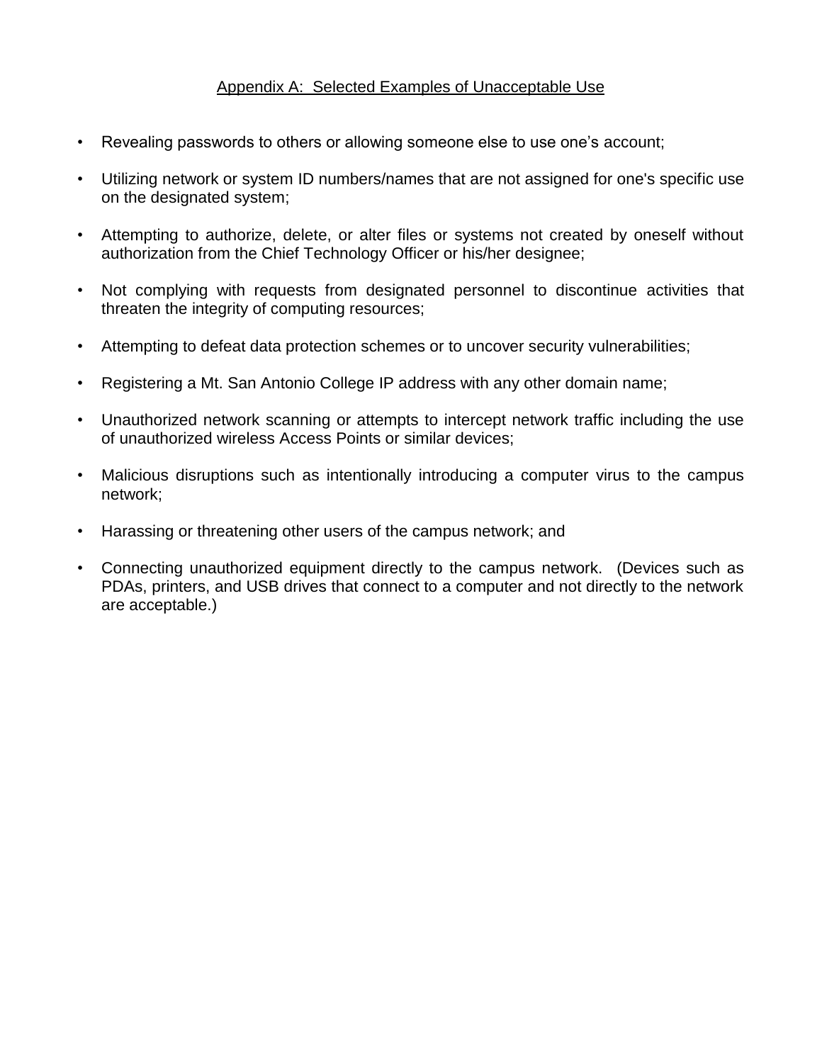## Appendix A: Selected Examples of Unacceptable Use

- Revealing passwords to others or allowing someone else to use one's account;
- Utilizing network or system ID numbers/names that are not assigned for one's specific use on the designated system;
- Attempting to authorize, delete, or alter files or systems not created by oneself without authorization from the Chief Technology Officer or his/her designee;
- Not complying with requests from designated personnel to discontinue activities that threaten the integrity of computing resources;
- Attempting to defeat data protection schemes or to uncover security vulnerabilities;
- Registering a Mt. San Antonio College IP address with any other domain name;
- Unauthorized network scanning or attempts to intercept network traffic including the use of unauthorized wireless Access Points or similar devices;
- Malicious disruptions such as intentionally introducing a computer virus to the campus network;
- Harassing or threatening other users of the campus network; and
- Connecting unauthorized equipment directly to the campus network. (Devices such as PDAs, printers, and USB drives that connect to a computer and not directly to the network are acceptable.)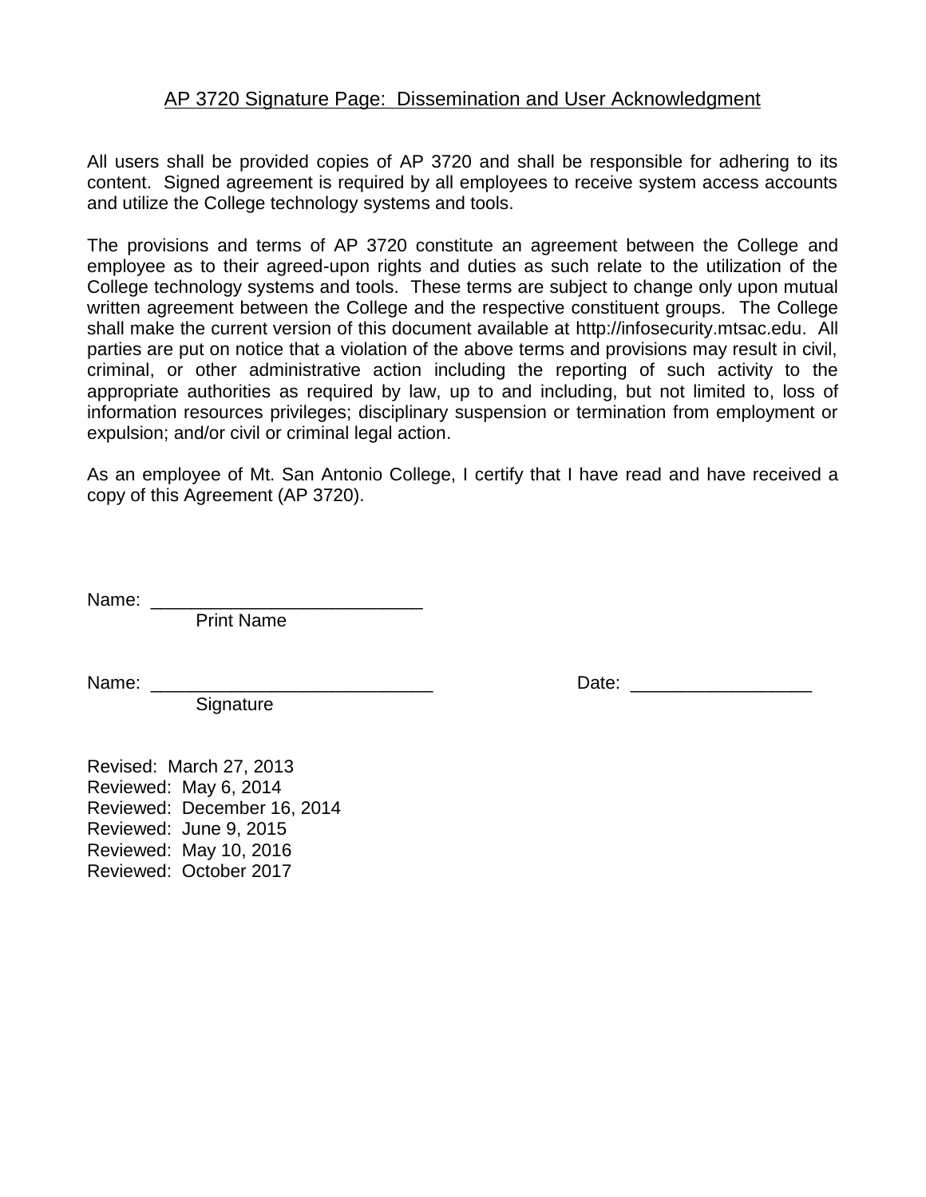## AP 3720 Signature Page: Dissemination and User Acknowledgment

All users shall be provided copies of AP 3720 and shall be responsible for adhering to its content. Signed agreement is required by all employees to receive system access accounts and utilize the College technology systems and tools.

The provisions and terms of AP 3720 constitute an agreement between the College and employee as to their agreed-upon rights and duties as such relate to the utilization of the College technology systems and tools. These terms are subject to change only upon mutual written agreement between the College and the respective constituent groups. The College shall make the current version of this document available at http://infosecurity.mtsac.edu. All parties are put on notice that a violation of the above terms and provisions may result in civil, criminal, or other administrative action including the reporting of such activity to the appropriate authorities as required by law, up to and including, but not limited to, loss of information resources privileges; disciplinary suspension or termination from employment or expulsion; and/or civil or criminal legal action.

As an employee of Mt. San Antonio College, I certify that I have read and have received a copy of this Agreement (AP 3720).

Name: ___________________________
Print Name

Name: ____________________________ Date: __________________
Signature

Revised: March 27, 2013
Reviewed: May 6, 2014
Reviewed: December 16, 2014
Reviewed: June 9, 2015
Reviewed: May 10, 2016
Reviewed: October 2017